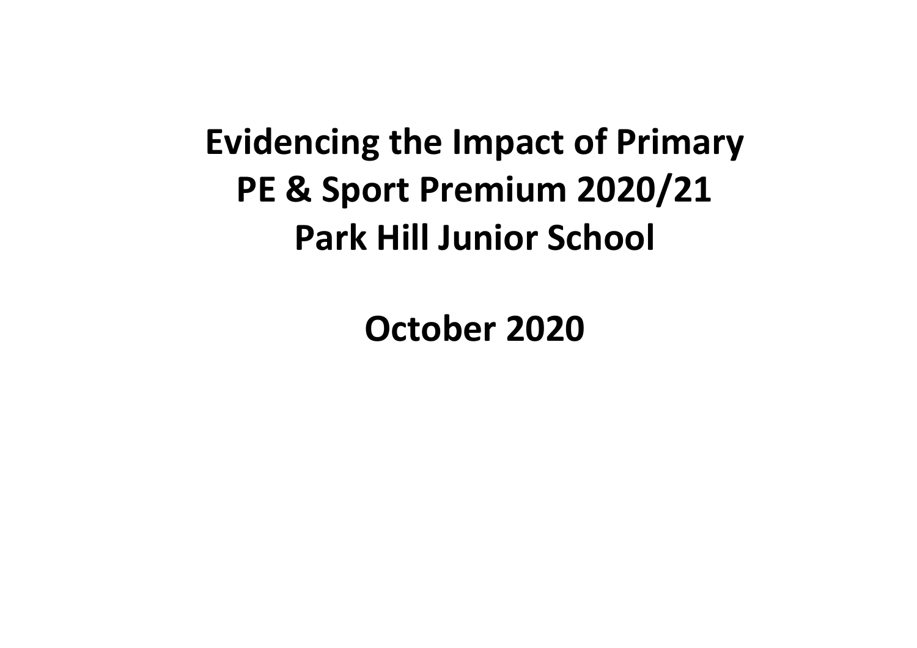# Evidencing the Impact of Primary PE & Sport Premium 2020/21 Park Hill Junior School

## October 2020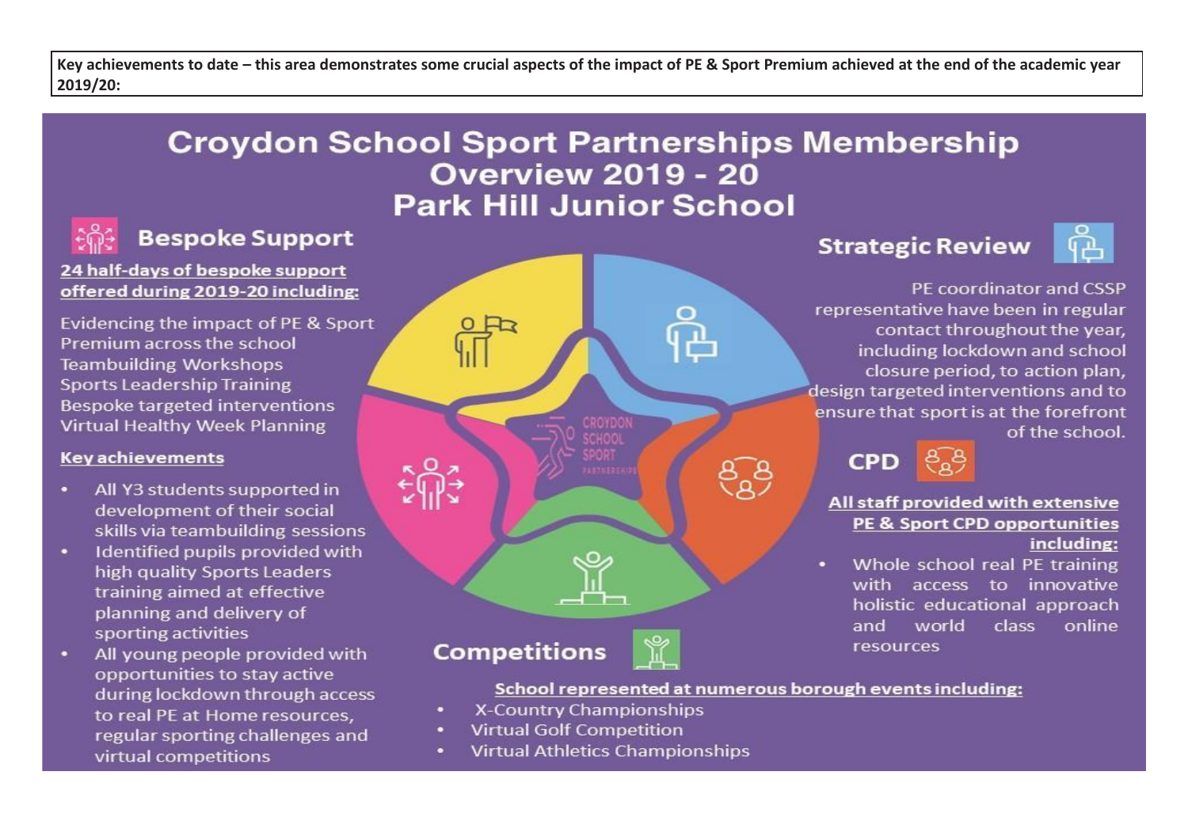**Key achievements to date – this area demonstrates some crucial aspects of the impact of PE & Sport Premium achieved at the end of the academic year 2019/20:**

# Croydon School Sport Partnerships Membership Overview 2019 - 20 Park Hill Junior School

## Bespoke Support

**24 half-days of bespoke support offered during 2019-20 including:**

Evidencing the impact of PE & Sport Premium across the school
Teambuilding Workshops
Sports Leadership Training
Bespoke targeted interventions
Virtual Healthy Week Planning

**Key achievements**

- All Y3 students supported in development of their social skills via teambuilding sessions
- Identified pupils provided with high quality Sports Leaders training aimed at effective planning and delivery of sporting activities
- All young people provided with opportunities to stay active during lockdown through access to real PE at Home resources, regular sporting challenges and virtual competitions

## Strategic Review

PE coordinator and CSSP representative have been in regular contact throughout the year, including lockdown and school closure period, to action plan, design targeted interventions and to ensure that sport is at the forefront of the school.

## CPD

**All staff provided with extensive PE & Sport CPD opportunities including:**

- Whole school real PE training with access to innovative holistic educational approach and world class online resources

## Competitions

**School represented at numerous borough events including:**

- X-Country Championships
- Virtual Golf Competition
- Virtual Athletics Championships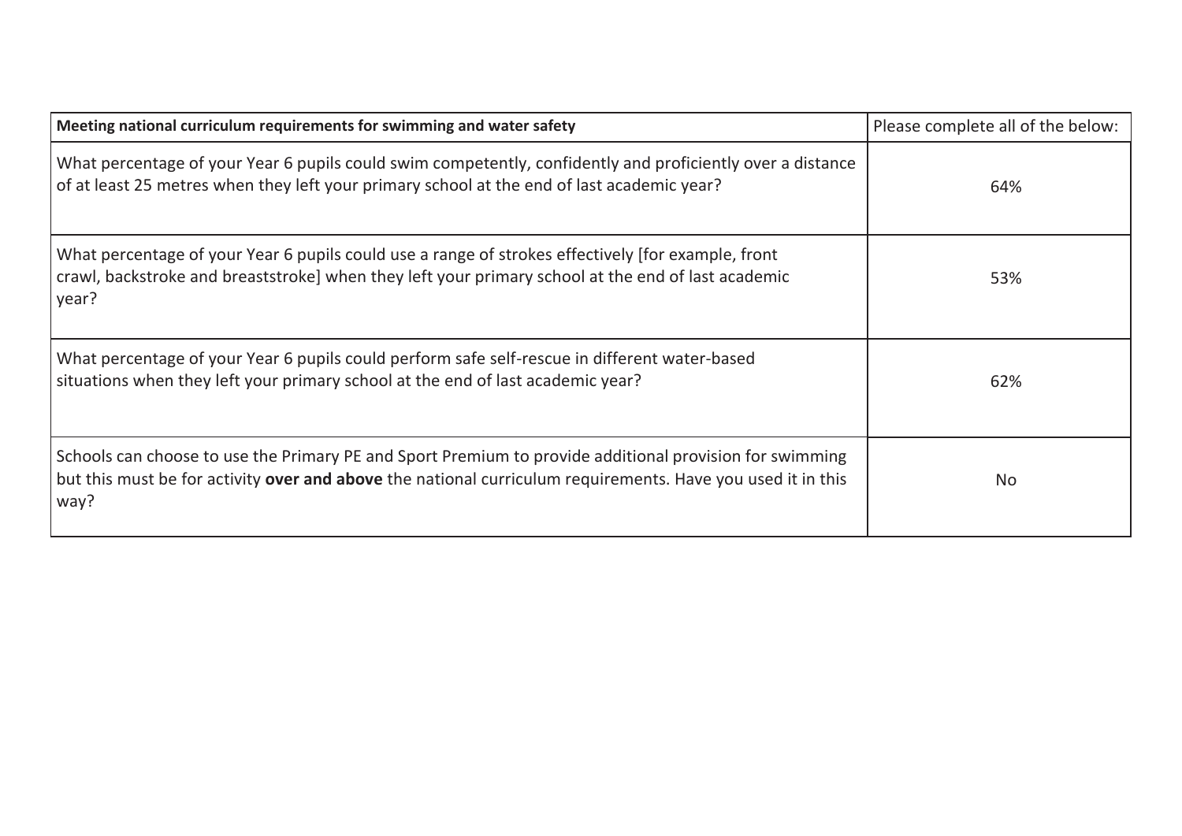| **Meeting national curriculum requirements for swimming and water safety** | Please complete all of the below: |
|---|---|
| What percentage of your Year 6 pupils could swim competently, confidently and proficiently over a distance of at least 25 metres when they left your primary school at the end of last academic year? | 64% |
| What percentage of your Year 6 pupils could use a range of strokes effectively [for example, front crawl, backstroke and breaststroke] when they left your primary school at the end of last academic year? | 53% |
| What percentage of your Year 6 pupils could perform safe self-rescue in different water-based situations when they left your primary school at the end of last academic year? | 62% |
| Schools can choose to use the Primary PE and Sport Premium to provide additional provision for swimming but this must be for activity **over and above** the national curriculum requirements. Have you used it in this way? | No |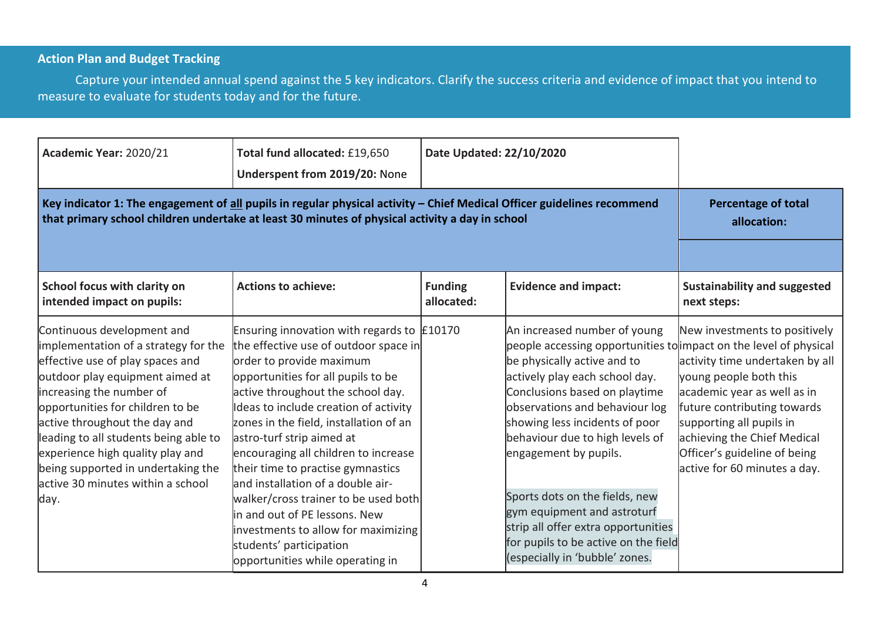## Action Plan and Budget Tracking

Capture your intended annual spend against the 5 key indicators. Clarify the success criteria and evidence of impact that you intend to measure to evaluate for students today and for the future.

| Academic Year: 2020/21 | Total fund allocated: £19,650<br>Underspent from 2019/20: None | Date Updated: 22/10/2020 | | |
|---|---|---|---|---|
| **Key indicator 1: The engagement of all pupils in regular physical activity – Chief Medical Officer guidelines recommend that primary school children undertake at least 30 minutes of physical activity a day in school** | | | | **Percentage of total allocation:** |
| **School focus with clarity on intended impact on pupils:** | **Actions to achieve:** | **Funding allocated:** | **Evidence and impact:** | **Sustainability and suggested next steps:** |
| Continuous development and implementation of a strategy for the effective use of play spaces and outdoor play equipment aimed at increasing the number of opportunities for children to be active throughout the day and leading to all students being able to experience high quality play and being supported in undertaking the active 30 minutes within a school day. | Ensuring innovation with regards to the effective use of outdoor space in order to provide maximum opportunities for all pupils to be active throughout the school day. Ideas to include creation of activity zones in the field, installation of an astro-turf strip aimed at encouraging all children to increase their time to practise gymnastics and installation of a double air-walker/cross trainer to be used both in and out of PE lessons. New investments to allow for maximizing students' participation opportunities while operating in | £10170 | An increased number of young people accessing opportunities to be physically active and to actively play each school day. Conclusions based on playtime observations and behaviour log showing less incidents of poor behaviour due to high levels of engagement by pupils.<br><br>Sports dots on the fields, new gym equipment and astroturf strip all offer extra opportunities for pupils to be active on the field (especially in 'bubble' zones. | New investments to positively impact on the level of physical activity time undertaken by all young people both this academic year as well as in future contributing towards supporting all pupils in achieving the Chief Medical Officer's guideline of being active for 60 minutes a day. |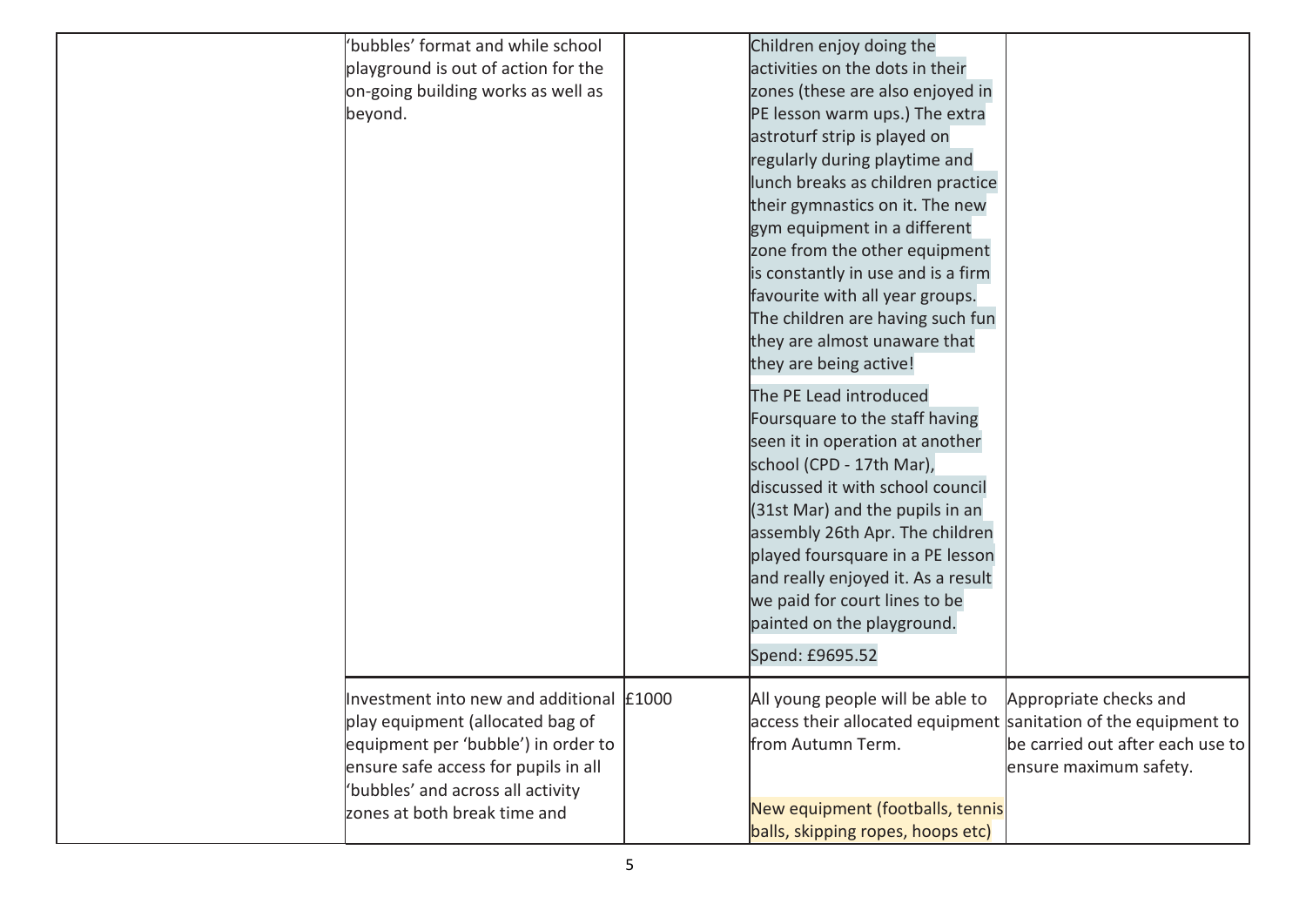| | | | | |
|---|---|---|---|---|
| | 'bubbles' format and while school playground is out of action for the on-going building works as well as beyond. | | Children enjoy doing the activities on the dots in their zones (these are also enjoyed in PE lesson warm ups.) The extra astroturf strip is played on regularly during playtime and lunch breaks as children practice their gymnastics on it. The new gym equipment in a different zone from the other equipment is constantly in use and is a firm favourite with all year groups. The children are having such fun they are almost unaware that they are being active!<br><br>The PE Lead introduced Foursquare to the staff having seen it in operation at another school (CPD - 17th Mar), discussed it with school council (31st Mar) and the pupils in an assembly 26th Apr. The children played foursquare in a PE lesson and really enjoyed it. As a result we paid for court lines to be painted on the playground.<br><br>Spend: £9695.52 | |
| | Investment into new and additional play equipment (allocated bag of equipment per 'bubble') in order to ensure safe access for pupils in all 'bubbles' and across all activity zones at both break time and | £1000 | All young people will be able to access their allocated equipment from Autumn Term.<br><br>New equipment (footballs, tennis balls, skipping ropes, hoops etc) | Appropriate checks and sanitation of the equipment to be carried out after each use to ensure maximum safety. |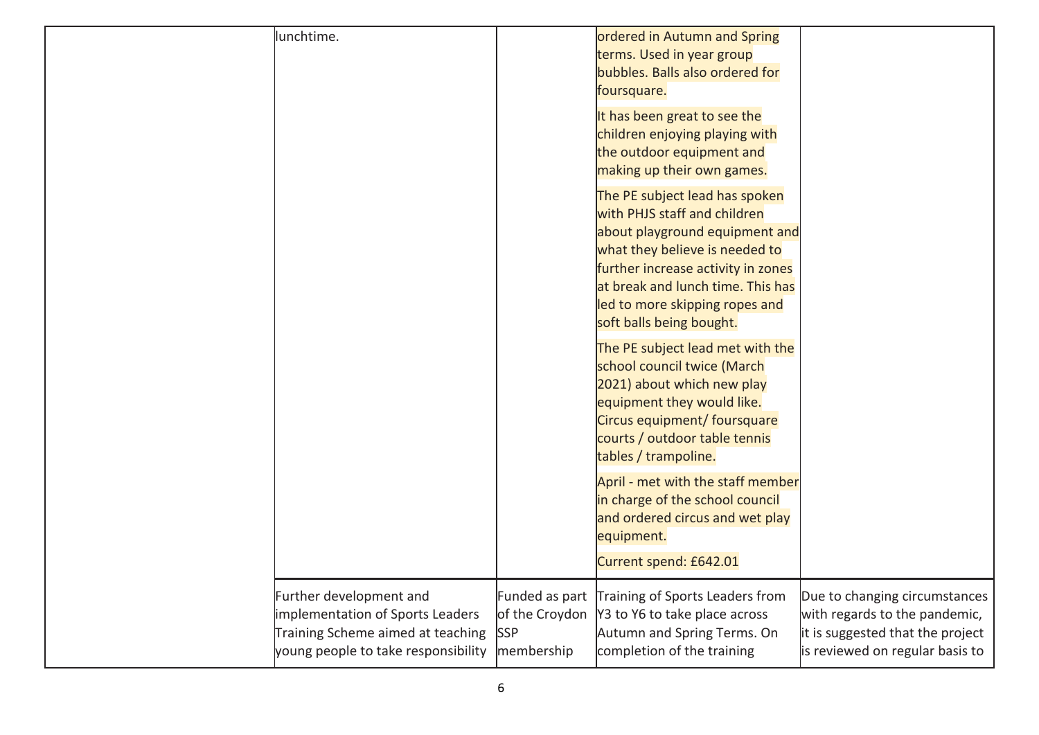| | | | | |
|---|---|---|---|---|
| | lunchtime. | | ordered in Autumn and Spring terms. Used in year group bubbles. Balls also ordered for foursquare.<br><br>It has been great to see the children enjoying playing with the outdoor equipment and making up their own games.<br><br>The PE subject lead has spoken with PHJS staff and children about playground equipment and what they believe is needed to further increase activity in zones at break and lunch time. This has led to more skipping ropes and soft balls being bought.<br><br>The PE subject lead met with the school council twice (March 2021) about which new play equipment they would like. Circus equipment/ foursquare courts / outdoor table tennis tables / trampoline.<br><br>April - met with the staff member in charge of the school council and ordered circus and wet play equipment.<br><br>Current spend: £642.01 | |
| | Further development and implementation of Sports Leaders Training Scheme aimed at teaching young people to take responsibility | Funded as part of the Croydon SSP membership | Training of Sports Leaders from Y3 to Y6 to take place across Autumn and Spring Terms. On completion of the training | Due to changing circumstances with regards to the pandemic, it is suggested that the project is reviewed on regular basis to |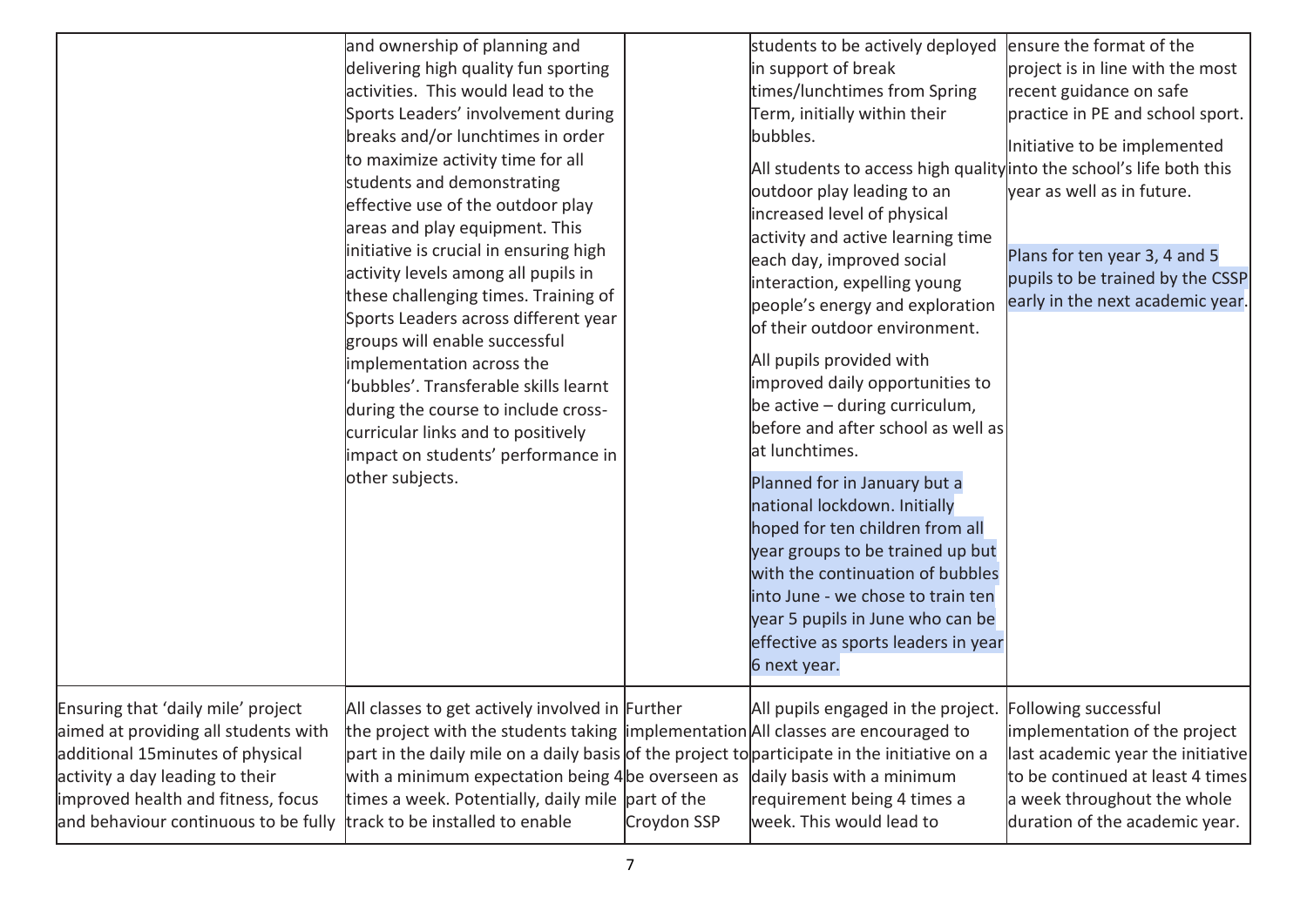| | | | | |
|---|---|---|---|---|
| | and ownership of planning and delivering high quality fun sporting activities. This would lead to the Sports Leaders' involvement during breaks and/or lunchtimes in order to maximize activity time for all students and demonstrating effective use of the outdoor play areas and play equipment. This initiative is crucial in ensuring high activity levels among all pupils in these challenging times. Training of Sports Leaders across different year groups will enable successful implementation across the 'bubbles'. Transferable skills learnt during the course to include cross-curricular links and to positively impact on students' performance in other subjects. | | students to be actively deployed in support of break times/lunchtimes from Spring Term, initially within their bubbles.<br><br>All students to access high quality outdoor play leading to an increased level of physical activity and active learning time each day, improved social interaction, expelling young people's energy and exploration of their outdoor environment.<br><br>All pupils provided with improved daily opportunities to be active – during curriculum, before and after school as well as at lunchtimes.<br><br>Planned for in January but a national lockdown. Initially hoped for ten children from all year groups to be trained up but with the continuation of bubbles into June - we chose to train ten year 5 pupils in June who can be effective as sports leaders in year 6 next year. | ensure the format of the project is in line with the most recent guidance on safe practice in PE and school sport.<br><br>Initiative to be implemented into the school's life both this year as well as in future.<br><br>Plans for ten year 3, 4 and 5 pupils to be trained by the CSSP early in the next academic year. |
| Ensuring that 'daily mile' project aimed at providing all students with additional 15minutes of physical activity a day leading to their improved health and fitness, focus and behaviour continuous to be fully | All classes to get actively involved in the project with the students taking part in the daily mile on a daily basis with a minimum expectation being 4 times a week. Potentially, daily mile track to be installed to enable | Further implementation of the project to be overseen as part of the Croydon SSP | All pupils engaged in the project. All classes are encouraged to participate in the initiative on a daily basis with a minimum requirement being 4 times a week. This would lead to | Following successful implementation of the project last academic year the initiative to be continued at least 4 times a week throughout the whole duration of the academic year. |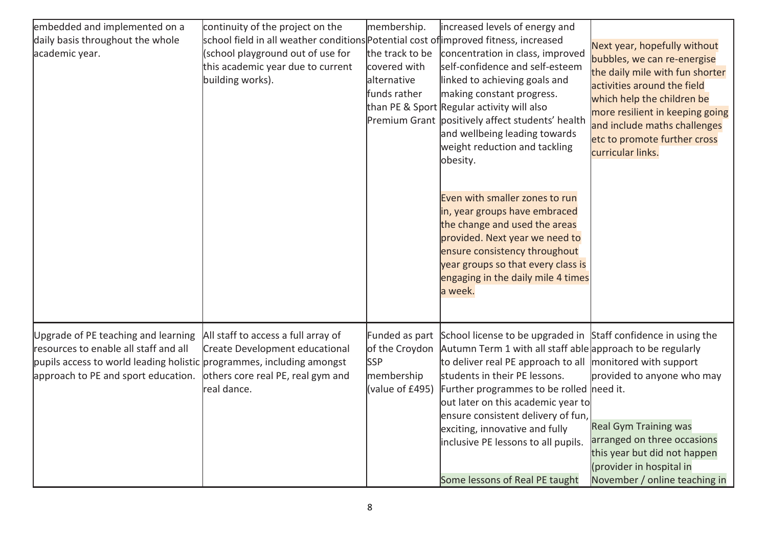| | | | | |
|---|---|---|---|---|
| embedded and implemented on a daily basis throughout the whole academic year. | continuity of the project on the school field in all weather conditions (school playground out of use for this academic year due to current building works). | membership. Potential cost of the track to be covered with alternative funds rather than PE & Sport Premium Grant | increased levels of energy and improved fitness, increased concentration in class, improved self-confidence and self-esteem linked to achieving goals and making constant progress. Regular activity will also positively affect students' health and wellbeing leading towards weight reduction and tackling obesity.<br><br>Even with smaller zones to run in, year groups have embraced the change and used the areas provided. Next year we need to ensure consistency throughout year groups so that every class is engaging in the daily mile 4 times a week. | Next year, hopefully without bubbles, we can re-energise the daily mile with fun shorter activities around the field which help the children be more resilient in keeping going and include maths challenges etc to promote further cross curricular links. |
| Upgrade of PE teaching and learning resources to enable all staff and all pupils access to world leading holistic approach to PE and sport education. | All staff to access a full array of Create Development educational programmes, including amongst others core real PE, real gym and real dance. | Funded as part of the Croydon SSP membership (value of £495) | School license to be upgraded in Autumn Term 1 with all staff able to deliver real PE approach to all students in their PE lessons. Further programmes to be rolled out later on this academic year to ensure consistent delivery of fun, exciting, innovative and fully inclusive PE lessons to all pupils.<br><br>Some lessons of Real PE taught | Staff confidence in using the approach to be regularly monitored with support provided to anyone who may need it.<br><br>Real Gym Training was arranged on three occasions this year but did not happen (provider in hospital in November / online teaching in |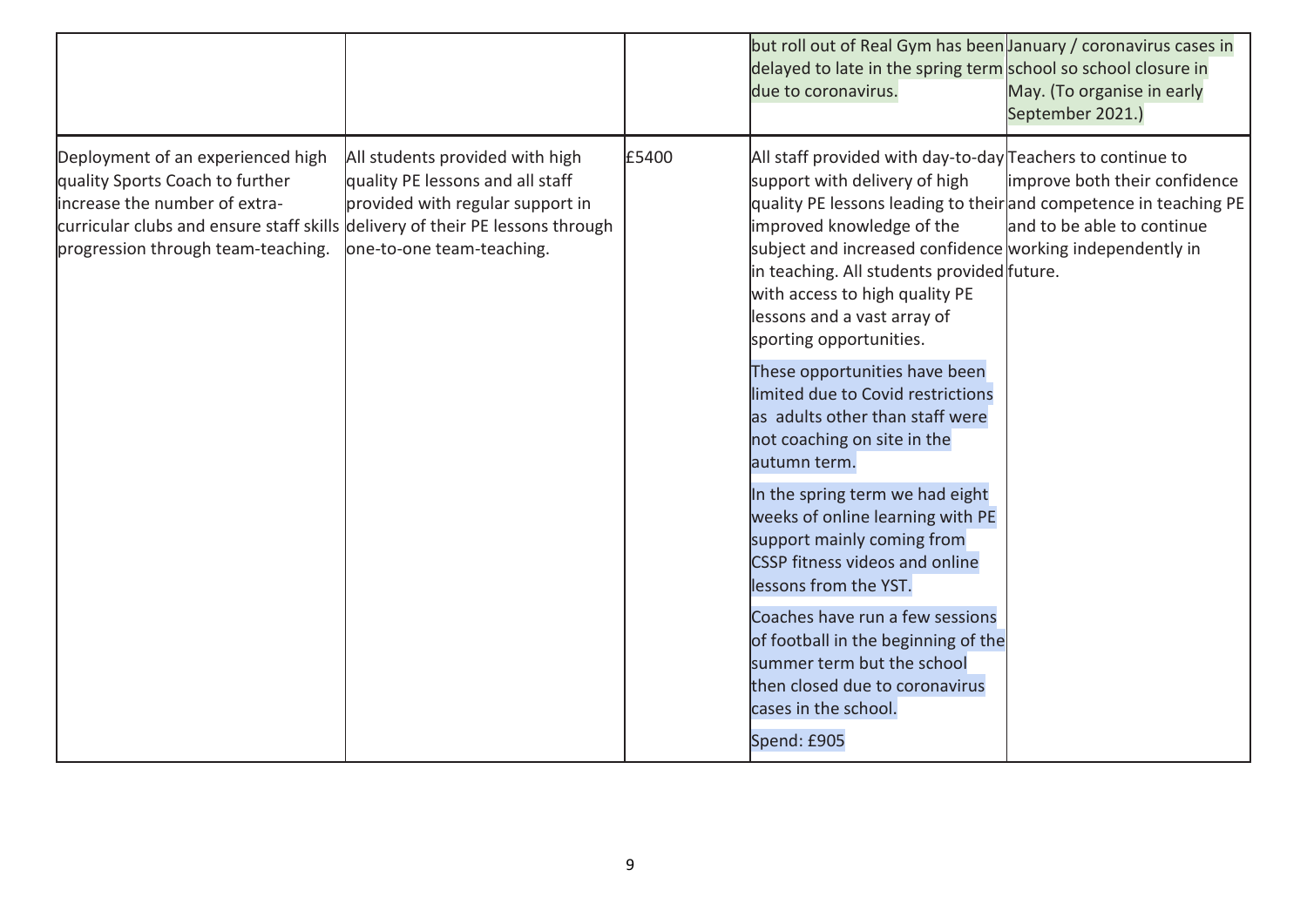| | | | | |
|---|---|---|---|---|
| | | | but roll out of Real Gym has been delayed to late in the spring term due to coronavirus. | January / coronavirus cases in school so school closure in May. (To organise in early September 2021.) |
| Deployment of an experienced high quality Sports Coach to further increase the number of extra-curricular clubs and ensure staff skills progression through team-teaching. | All students provided with high quality PE lessons and all staff provided with regular support in delivery of their PE lessons through one-to-one team-teaching. | £5400 | All staff provided with day-to-day support with delivery of high quality PE lessons leading to their improved knowledge of the subject and increased confidence in teaching. All students provided with access to high quality PE lessons and a vast array of sporting opportunities.<br><br>These opportunities have been limited due to Covid restrictions as adults other than staff were not coaching on site in the autumn term.<br><br>In the spring term we had eight weeks of online learning with PE support mainly coming from CSSP fitness videos and online lessons from the YST.<br><br>Coaches have run a few sessions of football in the beginning of the summer term but the school then closed due to coronavirus cases in the school.<br><br>Spend: £905 | Teachers to continue to improve both their confidence and competence in teaching PE and to be able to continue working independently in future. |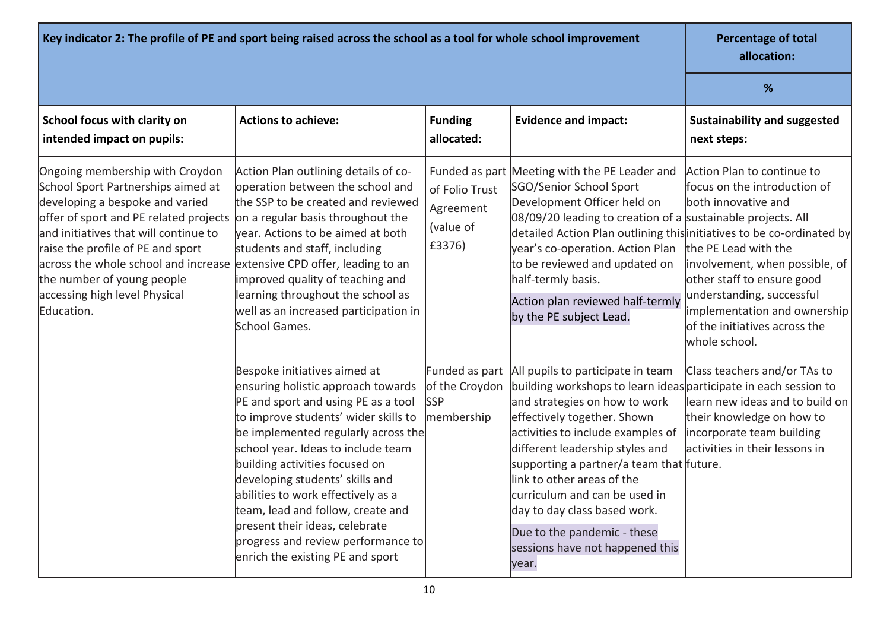| Key indicator 2: The profile of PE and sport being raised across the school as a tool for whole school improvement | | | | Percentage of total allocation: |
|---|---|---|---|---|
| | | | | % |
| **School focus with clarity on intended impact on pupils:** | **Actions to achieve:** | **Funding allocated:** | **Evidence and impact:** | **Sustainability and suggested next steps:** |
| Ongoing membership with Croydon School Sport Partnerships aimed at developing a bespoke and varied offer of sport and PE related projects and initiatives that will continue to raise the profile of PE and sport across the whole school and increase the number of young people accessing high level Physical Education. | Action Plan outlining details of co-operation between the school and the SSP to be created and reviewed on a regular basis throughout the year. Actions to be aimed at both students and staff, including extensive CPD offer, leading to an improved quality of teaching and learning throughout the school as well as an increased participation in School Games. | Funded as part of Folio Trust Agreement (value of £3376) | Meeting with the PE Leader and SGO/Senior School Sport Development Officer held on 08/09/20 leading to creation of a detailed Action Plan outlining this year's co-operation. Action Plan to be reviewed and updated on half-termly basis.<br><br>Action plan reviewed half-termly by the PE subject Lead. | Action Plan to continue to focus on the introduction of both innovative and sustainable projects. All initiatives to be co-ordinated by the PE Lead with the involvement, when possible, of other staff to ensure good understanding, successful implementation and ownership of the initiatives across the whole school. |
| | Bespoke initiatives aimed at ensuring holistic approach towards PE and sport and using PE as a tool to improve students' wider skills to be implemented regularly across the school year. Ideas to include team building activities focused on developing students' skills and abilities to work effectively as a team, lead and follow, create and present their ideas, celebrate progress and review performance to enrich the existing PE and sport | Funded as part of the Croydon SSP membership | All pupils to participate in team building workshops to learn ideas and strategies on how to work effectively together. Shown activities to include examples of different leadership styles and supporting a partner/a team that link to other areas of the curriculum and can be used in day to day class based work.<br><br>Due to the pandemic - these sessions have not happened this year. | Class teachers and/or TAs to participate in each session to learn new ideas and to build on their knowledge on how to incorporate team building activities in their lessons in future. |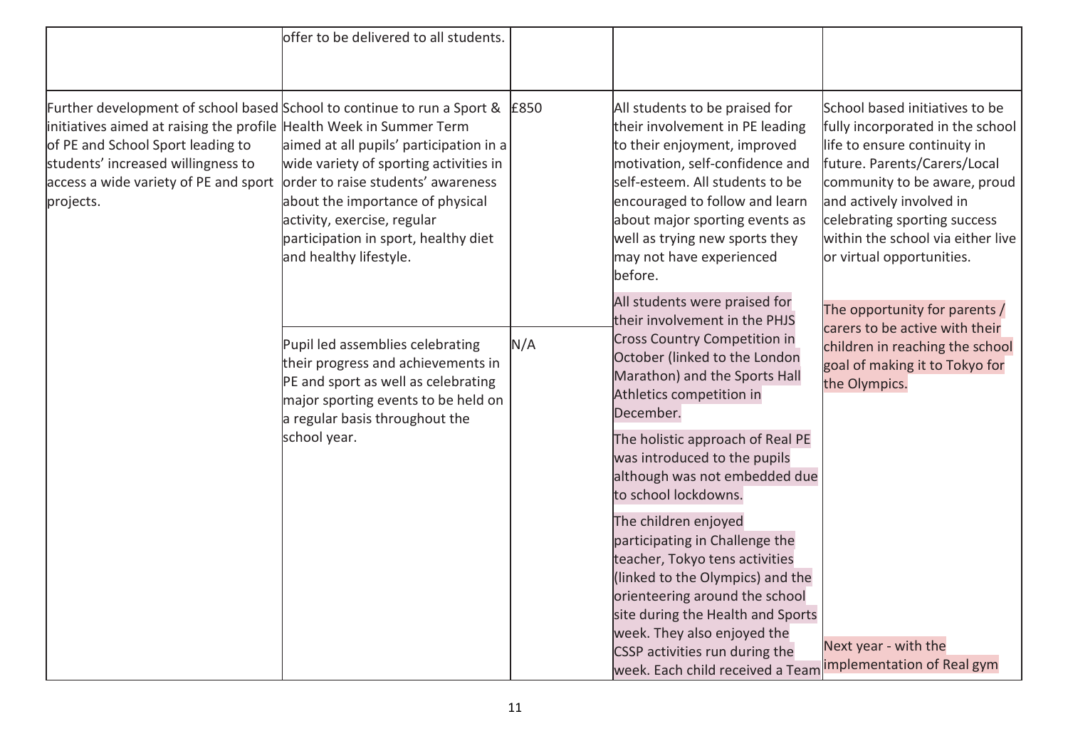| | | | | |
|---|---|---|---|---|
| | offer to be delivered to all students. | | | |
| Further development of school based initiatives aimed at raising the profile of PE and School Sport leading to students' increased willingness to access a wide variety of PE and sport projects. | School to continue to run a Sport & Health Week in Summer Term aimed at all pupils' participation in a wide variety of sporting activities in order to raise students' awareness about the importance of physical activity, exercise, regular participation in sport, healthy diet and healthy lifestyle. | £850 | All students to be praised for their involvement in PE leading to their enjoyment, improved motivation, self-confidence and self-esteem. All students to be encouraged to follow and learn about major sporting events as well as trying new sports they may not have experienced before. | School based initiatives to be fully incorporated in the school life to ensure continuity in future. Parents/Carers/Local community to be aware, proud and actively involved in celebrating sporting success within the school via either live or virtual opportunities. |
| | Pupil led assemblies celebrating their progress and achievements in PE and sport as well as celebrating major sporting events to be held on a regular basis throughout the school year. | N/A | All students were praised for their involvement in the PHJS Cross Country Competition in October (linked to the London Marathon) and the Sports Hall Athletics competition in December.<br><br>The holistic approach of Real PE was introduced to the pupils although was not embedded due to school lockdowns.<br><br>The children enjoyed participating in Challenge the teacher, Tokyo tens activities (linked to the Olympics) and the orienteering around the school site during the Health and Sports week. They also enjoyed the CSSP activities run during the week. Each child received a Team | The opportunity for parents / carers to be active with their children in reaching the school goal of making it to Tokyo for the Olympics.<br><br>Next year - with the implementation of Real gym |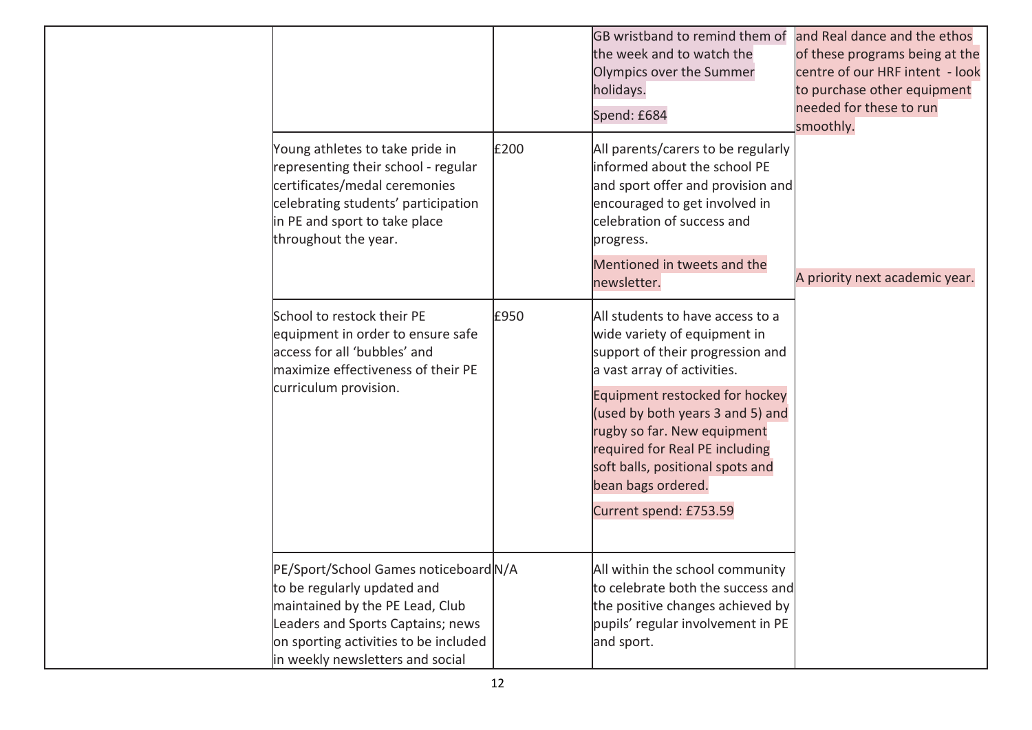| | | | | |
|---|---|---|---|---|
| | | | GB wristband to remind them of the week and to watch the Olympics over the Summer holidays.<br><br>Spend: £684 | and Real dance and the ethos of these programs being at the centre of our HRF intent - look to purchase other equipment needed for these to run smoothly. |
| | Young athletes to take pride in representing their school - regular certificates/medal ceremonies celebrating students' participation in PE and sport to take place throughout the year. | £200 | All parents/carers to be regularly informed about the school PE and sport offer and provision and encouraged to get involved in celebration of success and progress.<br><br>Mentioned in tweets and the newsletter. | A priority next academic year. |
| | School to restock their PE equipment in order to ensure safe access for all 'bubbles' and maximize effectiveness of their PE curriculum provision. | £950 | All students to have access to a wide variety of equipment in support of their progression and a vast array of activities.<br><br>Equipment restocked for hockey (used by both years 3 and 5) and rugby so far. New equipment required for Real PE including soft balls, positional spots and bean bags ordered.<br><br>Current spend: £753.59 | |
| | PE/Sport/School Games noticeboard to be regularly updated and maintained by the PE Lead, Club Leaders and Sports Captains; news on sporting activities to be included in weekly newsletters and social | N/A | All within the school community to celebrate both the success and the positive changes achieved by pupils' regular involvement in PE and sport. | |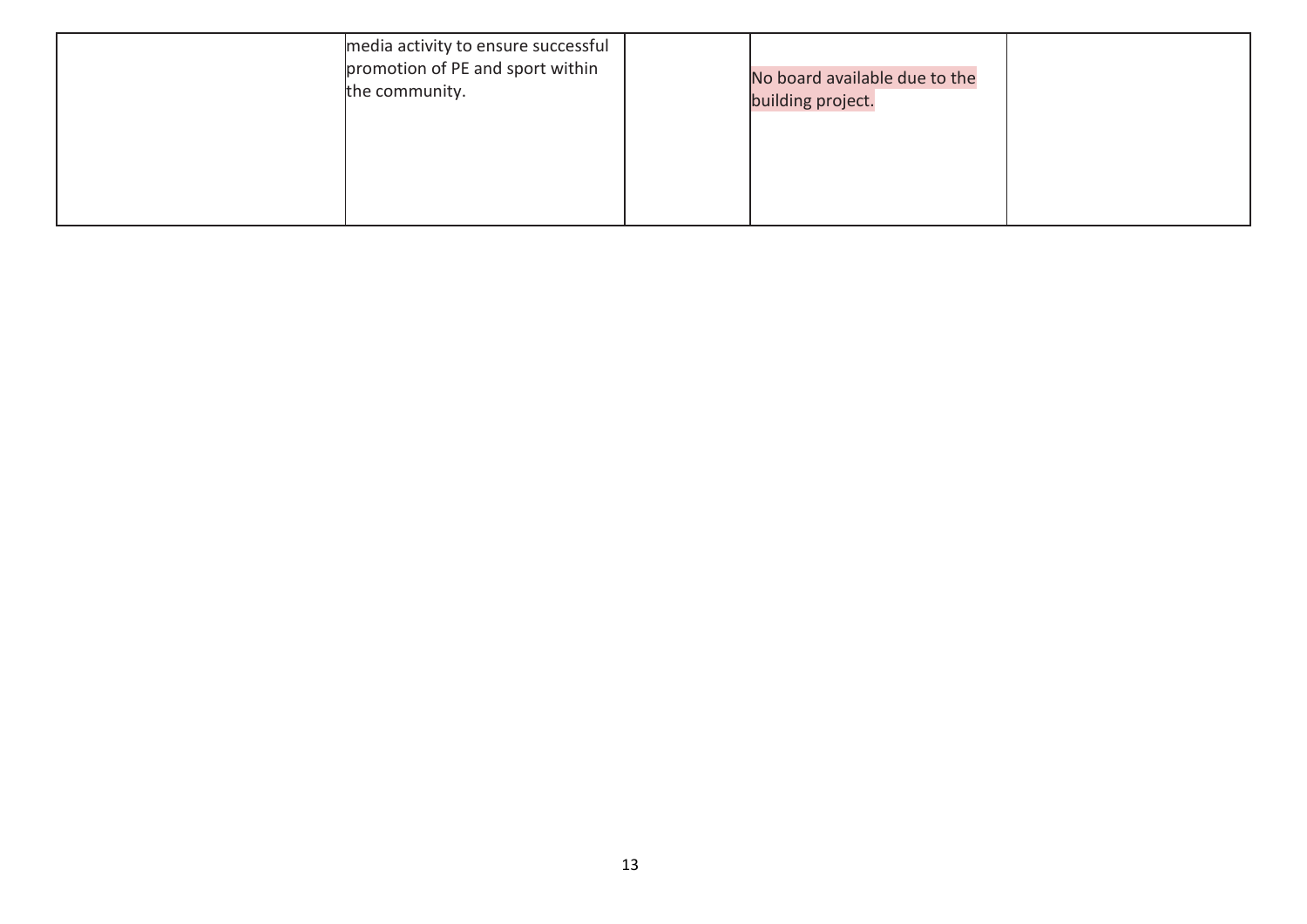| | | | | |
|---|---|---|---|---|
| | media activity to ensure successful promotion of PE and sport within the community. | | No board available due to the building project. | |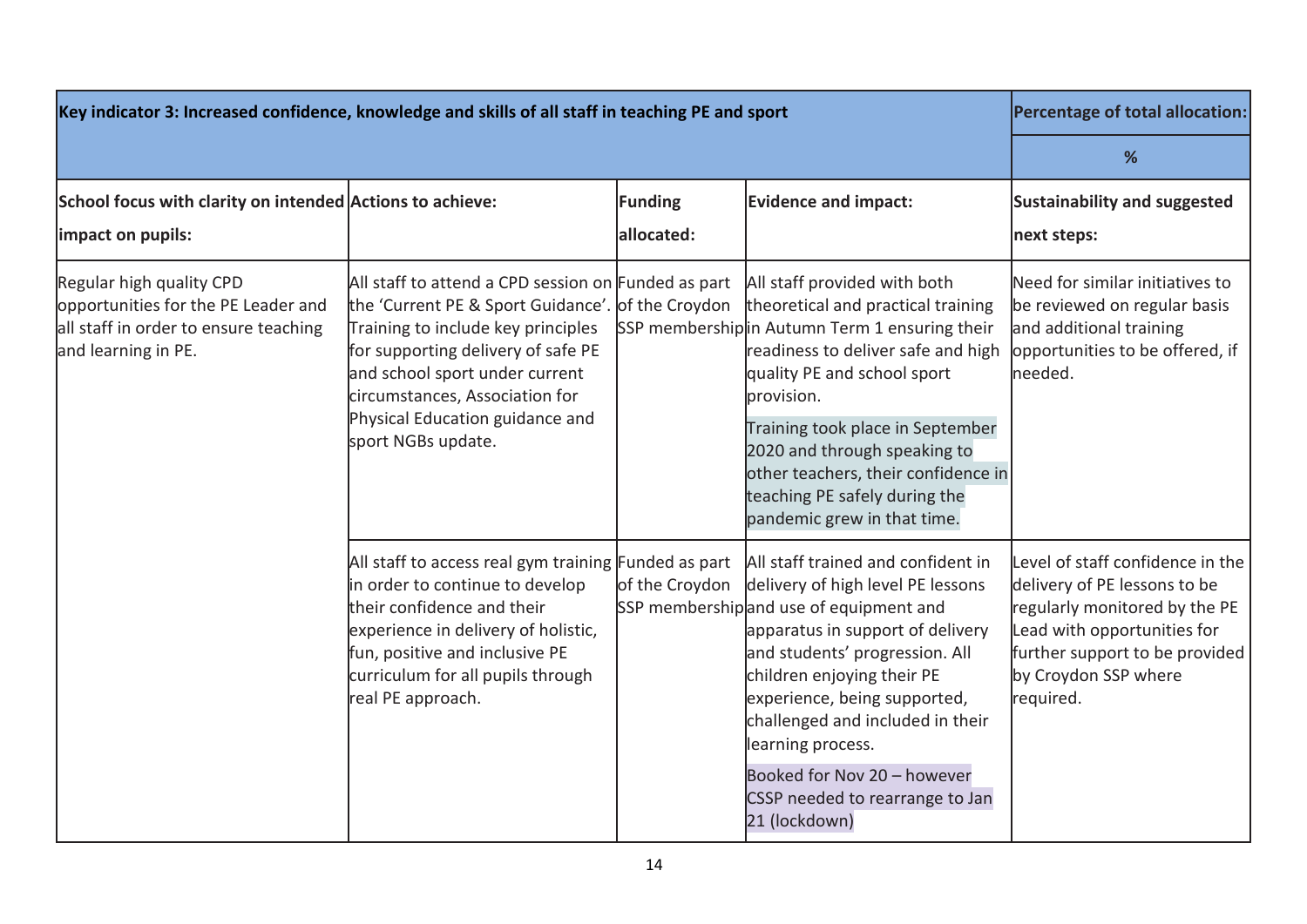| Key indicator 3: Increased confidence, knowledge and skills of all staff in teaching PE and sport | | | | Percentage of total allocation: |
|---|---|---|---|---|
| | | | | % |
| **School focus with clarity on intended impact on pupils:** | **Actions to achieve:** | **Funding allocated:** | **Evidence and impact:** | **Sustainability and suggested next steps:** |
| Regular high quality CPD opportunities for the PE Leader and all staff in order to ensure teaching and learning in PE. | All staff to attend a CPD session on the 'Current PE & Sport Guidance'. Training to include key principles for supporting delivery of safe PE and school sport under current circumstances, Association for Physical Education guidance and sport NGBs update. | Funded as part of the Croydon SSP membership | All staff provided with both theoretical and practical training in Autumn Term 1 ensuring their readiness to deliver safe and high quality PE and school sport provision.<br><br>Training took place in September 2020 and through speaking to other teachers, their confidence in teaching PE safely during the pandemic grew in that time. | Need for similar initiatives to be reviewed on regular basis and additional training opportunities to be offered, if needed. |
| | All staff to access real gym training in order to continue to develop their confidence and their experience in delivery of holistic, fun, positive and inclusive PE curriculum for all pupils through real PE approach. | Funded as part of the Croydon SSP membership | All staff trained and confident in delivery of high level PE lessons and use of equipment and apparatus in support of delivery and students' progression. All children enjoying their PE experience, being supported, challenged and included in their learning process.<br><br>Booked for Nov 20 – however CSSP needed to rearrange to Jan 21 (lockdown) | Level of staff confidence in the delivery of PE lessons to be regularly monitored by the PE Lead with opportunities for further support to be provided by Croydon SSP where required. |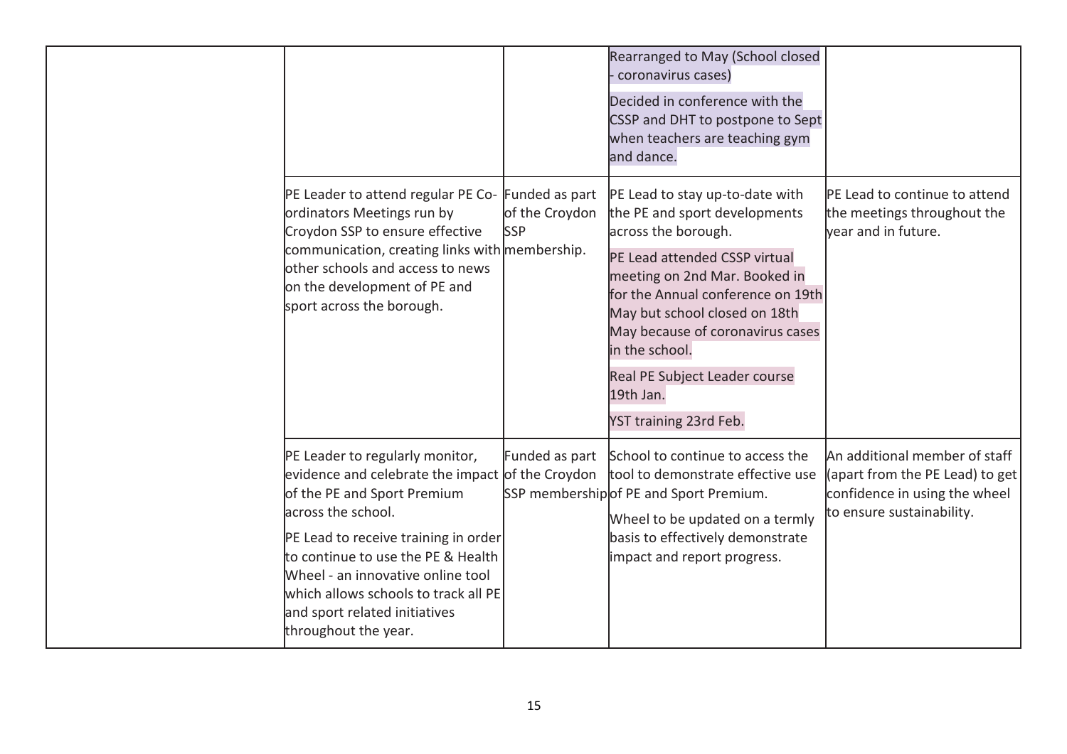| | | | | |
|---|---|---|---|---|
| | | | Rearranged to May (School closed - coronavirus cases)<br><br>Decided in conference with the CSSP and DHT to postpone to Sept when teachers are teaching gym and dance. | |
| | PE Leader to attend regular PE Co-ordinators Meetings run by Croydon SSP to ensure effective communication, creating links with other schools and access to news on the development of PE and sport across the borough. | Funded as part of the Croydon SSP membership. | PE Lead to stay up-to-date with the PE and sport developments across the borough.<br><br>PE Lead attended CSSP virtual meeting on 2nd Mar. Booked in for the Annual conference on 19th May but school closed on 18th May because of coronavirus cases in the school.<br><br>Real PE Subject Leader course 19th Jan.<br><br>YST training 23rd Feb. | PE Lead to continue to attend the meetings throughout the year and in future. |
| | PE Leader to regularly monitor, evidence and celebrate the impact of the PE and Sport Premium across the school.<br><br>PE Lead to receive training in order to continue to use the PE & Health Wheel - an innovative online tool which allows schools to track all PE and sport related initiatives throughout the year. | Funded as part of the Croydon SSP membership | School to continue to access the tool to demonstrate effective use of PE and Sport Premium.<br><br>Wheel to be updated on a termly basis to effectively demonstrate impact and report progress. | An additional member of staff (apart from the PE Lead) to get confidence in using the wheel to ensure sustainability. |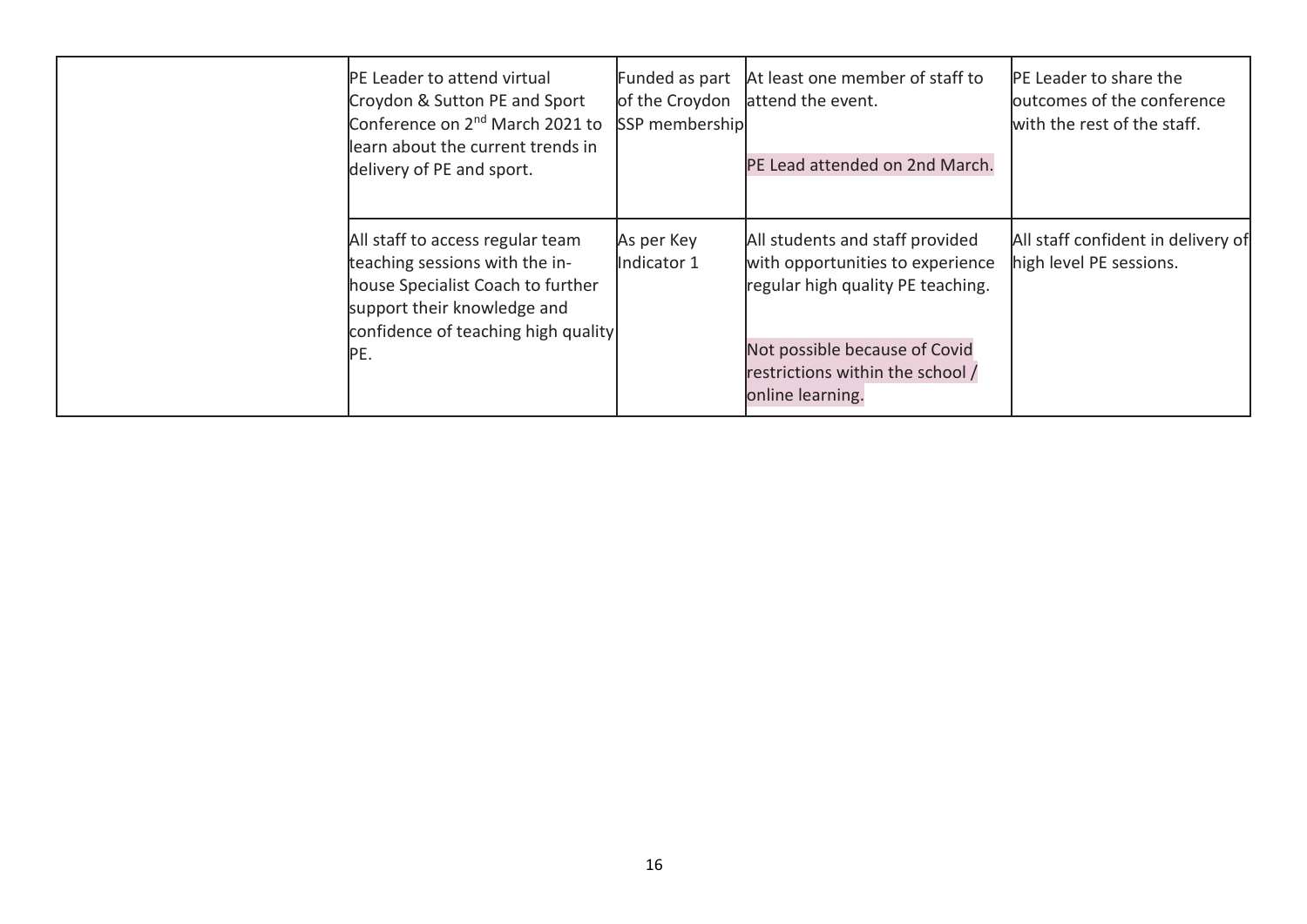| | | | | |
|---|---|---|---|---|
| | PE Leader to attend virtual Croydon & Sutton PE and Sport Conference on 2nd March 2021 to learn about the current trends in delivery of PE and sport. | Funded as part of the Croydon SSP membership | At least one member of staff to attend the event.<br><br>PE Lead attended on 2nd March. | PE Leader to share the outcomes of the conference with the rest of the staff. |
| | All staff to access regular team teaching sessions with the in-house Specialist Coach to further support their knowledge and confidence of teaching high quality PE. | As per Key Indicator 1 | All students and staff provided with opportunities to experience regular high quality PE teaching.<br><br>Not possible because of Covid restrictions within the school / online learning. | All staff confident in delivery of high level PE sessions. |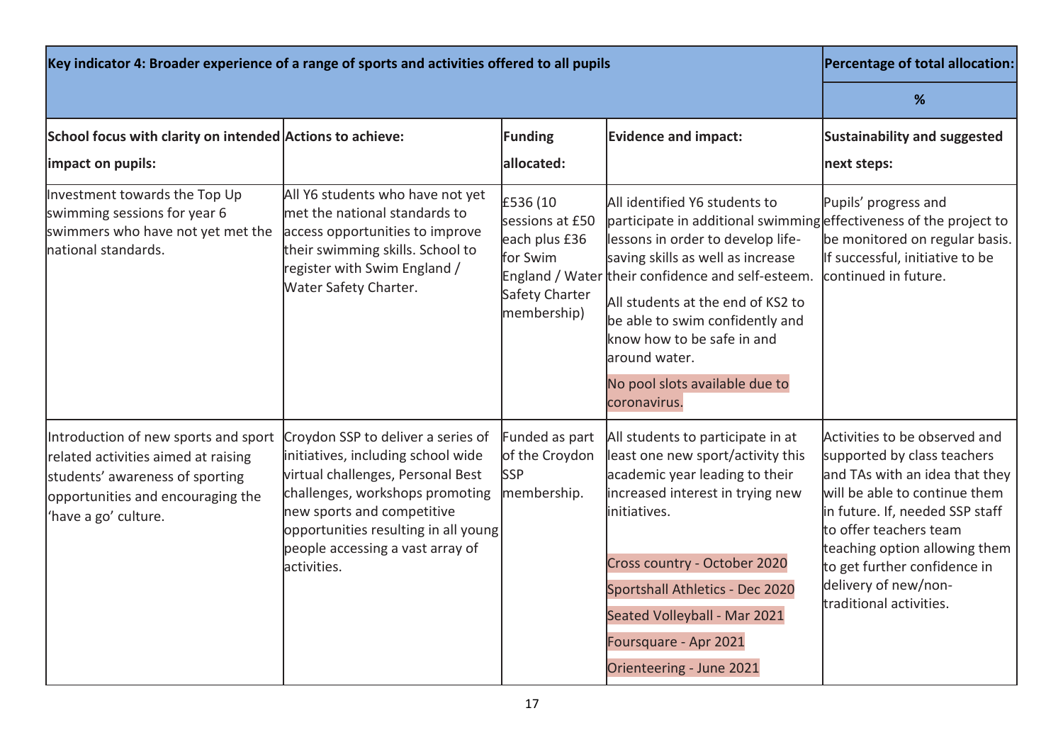| Key indicator 4: Broader experience of a range of sports and activities offered to all pupils | | | | Percentage of total allocation: |
|---|---|---|---|---|
| | | | | % |
| **School focus with clarity on intended impact on pupils:** | **Actions to achieve:** | **Funding allocated:** | **Evidence and impact:** | **Sustainability and suggested next steps:** |
| Investment towards the Top Up swimming sessions for year 6 swimmers who have not yet met the national standards. | All Y6 students who have not yet met the national standards to access opportunities to improve their swimming skills. School to register with Swim England / Water Safety Charter. | £536 (10 sessions at £50 each plus £36 for Swim England / Water Safety Charter membership) | All identified Y6 students to participate in additional swimming lessons in order to develop life-saving skills as well as increase their confidence and self-esteem.<br>All students at the end of KS2 to be able to swim confidently and know how to be safe in and around water.<br>No pool slots available due to coronavirus. | Pupils' progress and effectiveness of the project to be monitored on regular basis. If successful, initiative to be continued in future. |
| Introduction of new sports and sport related activities aimed at raising students' awareness of sporting opportunities and encouraging the 'have a go' culture. | Croydon SSP to deliver a series of initiatives, including school wide virtual challenges, Personal Best challenges, workshops promoting new sports and competitive opportunities resulting in all young people accessing a vast array of activities. | Funded as part of the Croydon SSP membership. | All students to participate in at least one new sport/activity this academic year leading to their increased interest in trying new initiatives.<br><br>Cross country - October 2020<br>Sportshall Athletics - Dec 2020<br>Seated Volleyball - Mar 2021<br>Foursquare - Apr 2021<br>Orienteering - June 2021 | Activities to be observed and supported by class teachers and TAs with an idea that they will be able to continue them in future. If, needed SSP staff to offer teachers team teaching option allowing them to get further confidence in delivery of new/non-traditional activities. |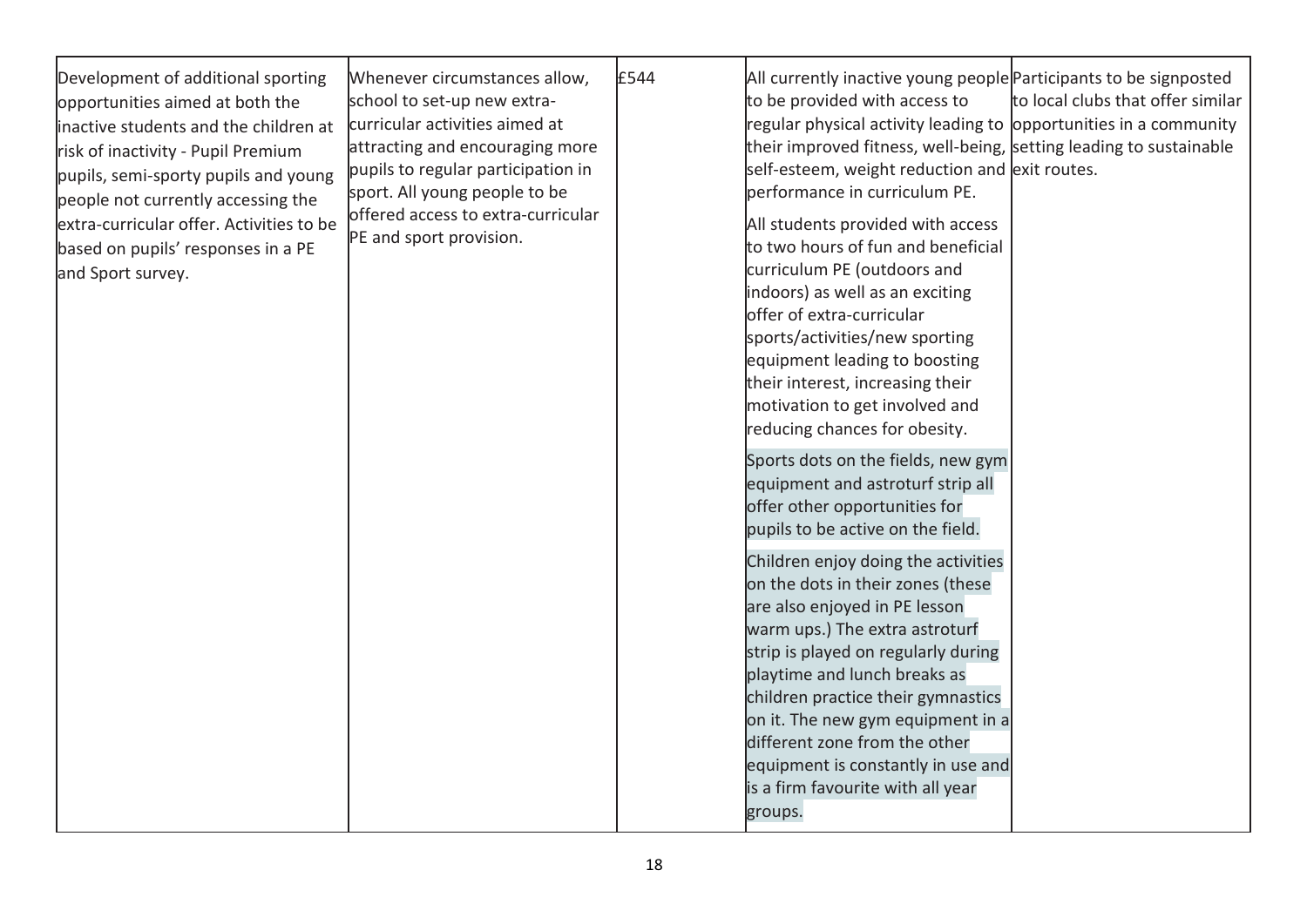| | | | | |
|---|---|---|---|---|
| Development of additional sporting opportunities aimed at both the inactive students and the children at risk of inactivity - Pupil Premium pupils, semi-sporty pupils and young people not currently accessing the extra-curricular offer. Activities to be based on pupils' responses in a PE and Sport survey. | Whenever circumstances allow, school to set-up new extra-curricular activities aimed at attracting and encouraging more pupils to regular participation in sport. All young people to be offered access to extra-curricular PE and sport provision. | £544 | All currently inactive young people to be provided with access to regular physical activity leading to their improved fitness, well-being, self-esteem, weight reduction and performance in curriculum PE.<br><br>All students provided with access to two hours of fun and beneficial curriculum PE (outdoors and indoors) as well as an exciting offer of extra-curricular sports/activities/new sporting equipment leading to boosting their interest, increasing their motivation to get involved and reducing chances for obesity.<br><br>Sports dots on the fields, new gym equipment and astroturf strip all offer other opportunities for pupils to be active on the field.<br><br>Children enjoy doing the activities on the dots in their zones (these are also enjoyed in PE lesson warm ups.) The extra astroturf strip is played on regularly during playtime and lunch breaks as children practice their gymnastics on it. The new gym equipment in a different zone from the other equipment is constantly in use and is a firm favourite with all year groups. | Participants to be signposted to local clubs that offer similar opportunities in a community setting leading to sustainable exit routes. |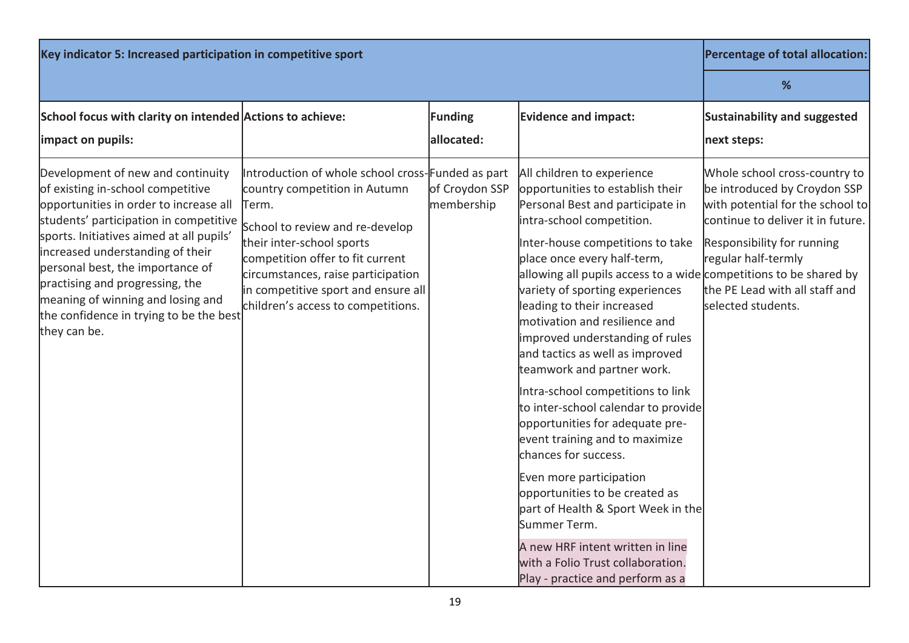| Key indicator 5: Increased participation in competitive sport | | | | Percentage of total allocation: |
|---|---|---|---|---|
| | | | | % |
| **School focus with clarity on intended impact on pupils:** | **Actions to achieve:** | **Funding allocated:** | **Evidence and impact:** | **Sustainability and suggested next steps:** |
| Development of new and continuity of existing in-school competitive opportunities in order to increase all students' participation in competitive sports. Initiatives aimed at all pupils' increased understanding of their personal best, the importance of practising and progressing, the meaning of winning and losing and the confidence in trying to be the best they can be. | Introduction of whole school cross-country competition in Autumn Term.<br><br>School to review and re-develop their inter-school sports competition offer to fit current circumstances, raise participation in competitive sport and ensure all children's access to competitions. | Funded as part of Croydon SSP membership | All children to experience opportunities to establish their Personal Best and participate in intra-school competition.<br><br>Inter-house competitions to take place once every half-term, allowing all pupils access to a wide variety of sporting experiences leading to their increased motivation and resilience and improved understanding of rules and tactics as well as improved teamwork and partner work.<br><br>Intra-school competitions to link to inter-school calendar to provide opportunities for adequate pre-event training and to maximize chances for success.<br><br>Even more participation opportunities to be created as part of Health & Sport Week in the Summer Term.<br><br>A new HRF intent written in line with a Folio Trust collaboration. Play - practice and perform as a | Whole school cross-country to be introduced by Croydon SSP with potential for the school to continue to deliver it in future.<br><br>Responsibility for running regular half-termly competitions to be shared by the PE Lead with all staff and selected students. |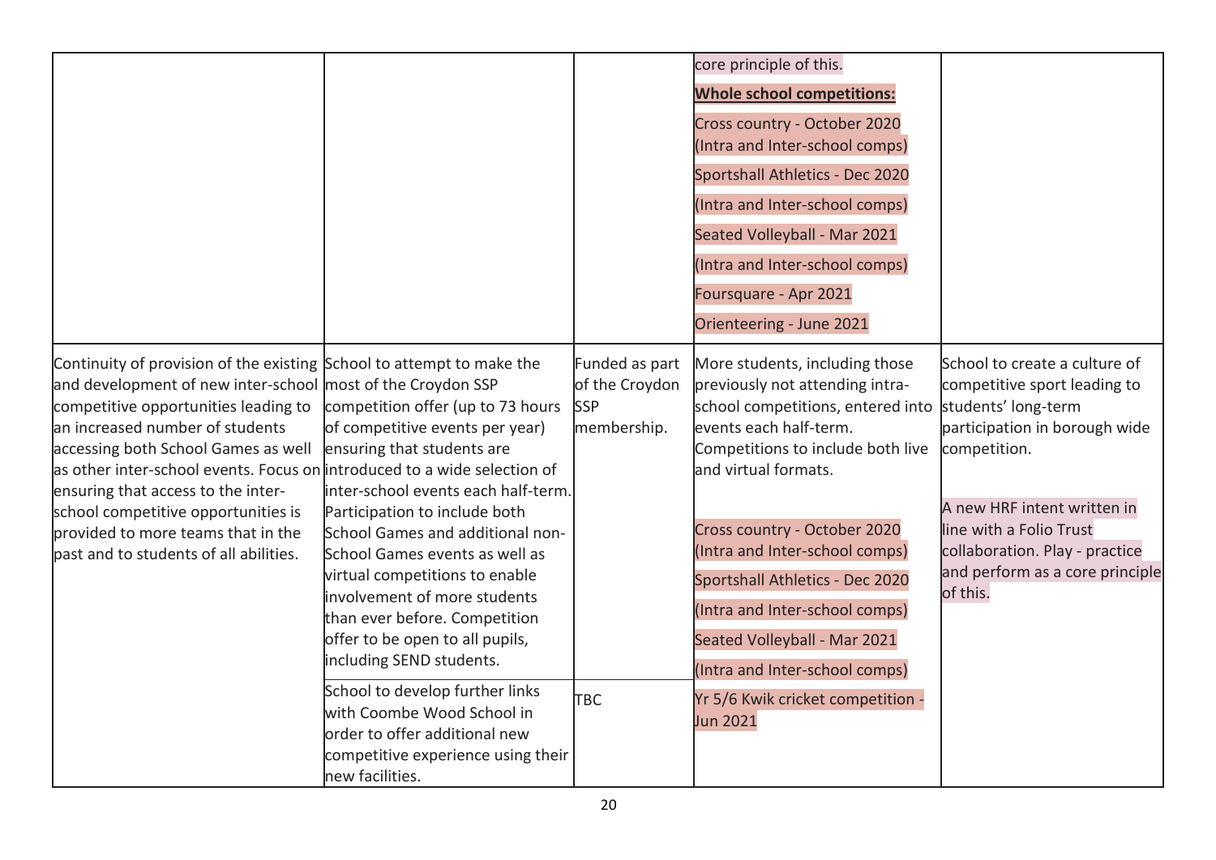| | | | | |
|---|---|---|---|---|
| | | | core principle of this.<br>**Whole school competitions:**<br>Cross country - October 2020 (Intra and Inter-school comps)<br>Sportshall Athletics - Dec 2020<br>(Intra and Inter-school comps)<br>Seated Volleyball - Mar 2021<br>(Intra and Inter-school comps)<br>Foursquare - Apr 2021<br>Orienteering - June 2021 | |
| Continuity of provision of the existing and development of new inter-school competitive opportunities leading to an increased number of students accessing both School Games as well as other inter-school events. Focus on ensuring that access to the inter-school competitive opportunities is provided to more teams that in the past and to students of all abilities. | School to attempt to make the most of the Croydon SSP competition offer (up to 73 hours of competitive events per year) ensuring that students are introduced to a wide selection of inter-school events each half-term. Participation to include both School Games and additional non-School Games events as well as virtual competitions to enable involvement of more students than ever before. Competition offer to be open to all pupils, including SEND students. | Funded as part of the Croydon SSP membership. | More students, including those previously not attending intra-school competitions, entered into events each half-term. Competitions to include both live and virtual formats.<br><br>Cross country - October 2020 (Intra and Inter-school comps)<br>Sportshall Athletics - Dec 2020<br>(Intra and Inter-school comps)<br>Seated Volleyball - Mar 2021<br>(Intra and Inter-school comps) | School to create a culture of competitive sport leading to students' long-term participation in borough wide competition.<br><br>A new HRF intent written in line with a Folio Trust collaboration. Play - practice and perform as a core principle of this. |
| | School to develop further links with Coombe Wood School in order to offer additional new competitive experience using their new facilities. | TBC | Yr 5/6 Kwik cricket competition - Jun 2021 | |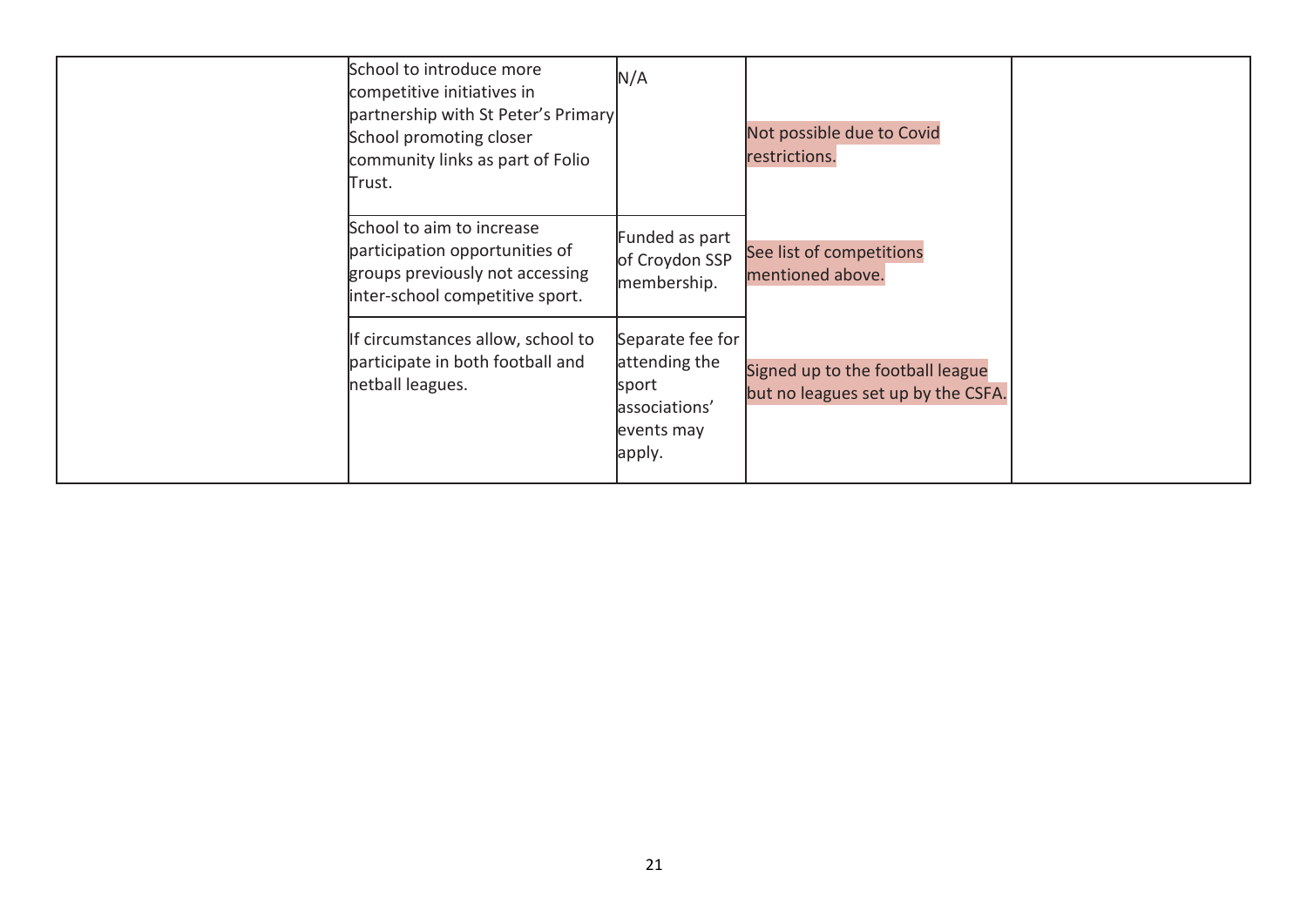| | | | | |
|---|---|---|---|---|
| | School to introduce more competitive initiatives in partnership with St Peter's Primary School promoting closer community links as part of Folio Trust. | N/A | Not possible due to Covid restrictions. | |
| | School to aim to increase participation opportunities of groups previously not accessing inter-school competitive sport. | Funded as part of Croydon SSP membership. | See list of competitions mentioned above. | |
| | If circumstances allow, school to participate in both football and netball leagues. | Separate fee for attending the sport associations' events may apply. | Signed up to the football league but no leagues set up by the CSFA. | |